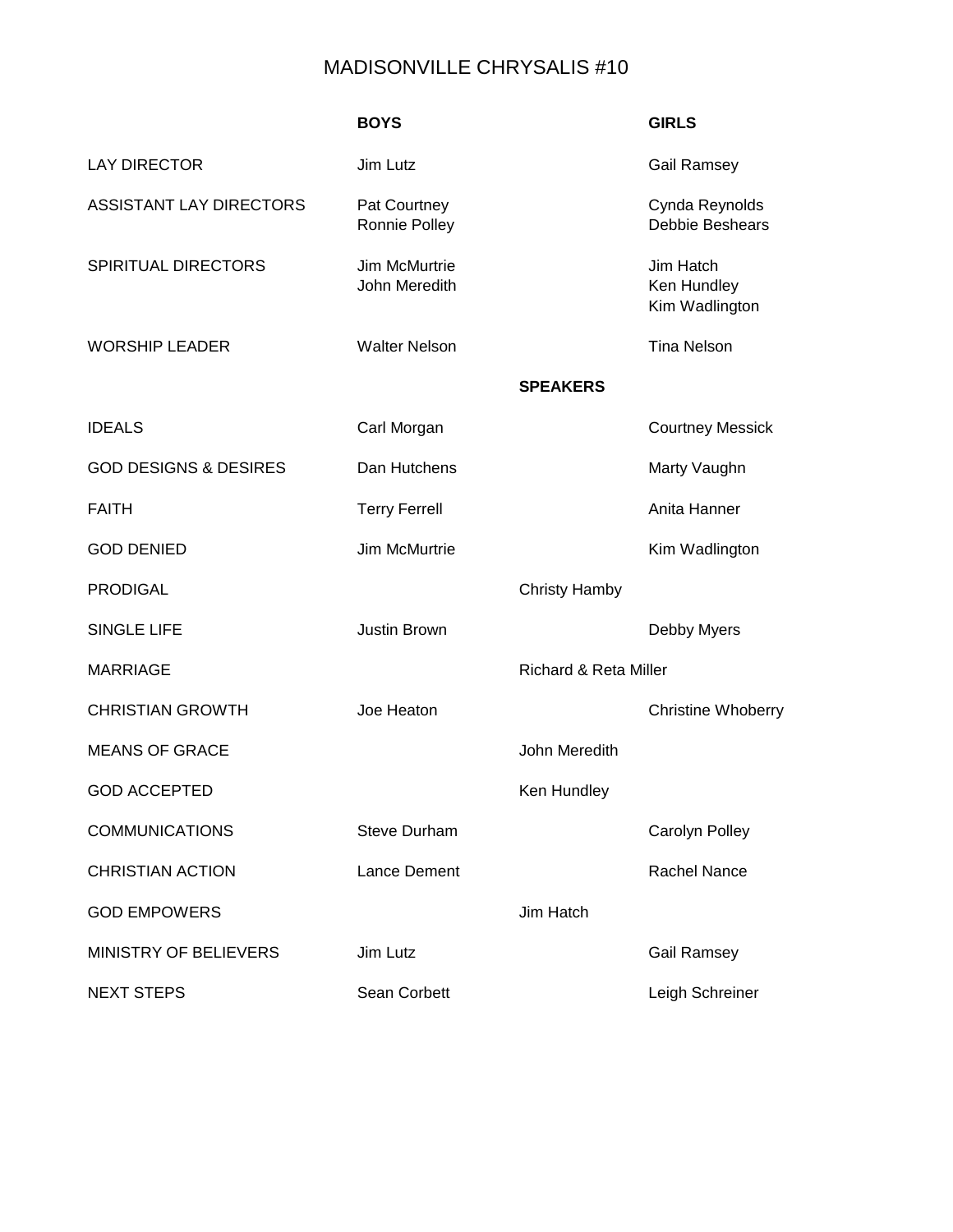# MADISONVILLE CHRYSALIS #10

| | **BOYS** | | **GIRLS** |
|---|---|---|---|
| LAY DIRECTOR | Jim Lutz | | Gail Ramsey |
| ASSISTANT LAY DIRECTORS | Pat Courtney<br>Ronnie Polley | | Cynda Reynolds<br>Debbie Beshears |
| SPIRITUAL DIRECTORS | Jim McMurtrie<br>John Meredith | | Jim Hatch<br>Ken Hundley<br>Kim Wadlington |
| WORSHIP LEADER | Walter Nelson | | Tina Nelson |
| | | **SPEAKERS** | |
| IDEALS | Carl Morgan | | Courtney Messick |
| GOD DESIGNS & DESIRES | Dan Hutchens | | Marty Vaughn |
| FAITH | Terry Ferrell | | Anita Hanner |
| GOD DENIED | Jim McMurtrie | | Kim Wadlington |
| PRODIGAL | | Christy Hamby | |
| SINGLE LIFE | Justin Brown | | Debby Myers |
| MARRIAGE | | Richard & Reta Miller | |
| CHRISTIAN GROWTH | Joe Heaton | | Christine Whoberry |
| MEANS OF GRACE | | John Meredith | |
| GOD ACCEPTED | | Ken Hundley | |
| COMMUNICATIONS | Steve Durham | | Carolyn Polley |
| CHRISTIAN ACTION | Lance Dement | | Rachel Nance |
| GOD EMPOWERS | | Jim Hatch | |
| MINISTRY OF BELIEVERS | Jim Lutz | | Gail Ramsey |
| NEXT STEPS | Sean Corbett | | Leigh Schreiner |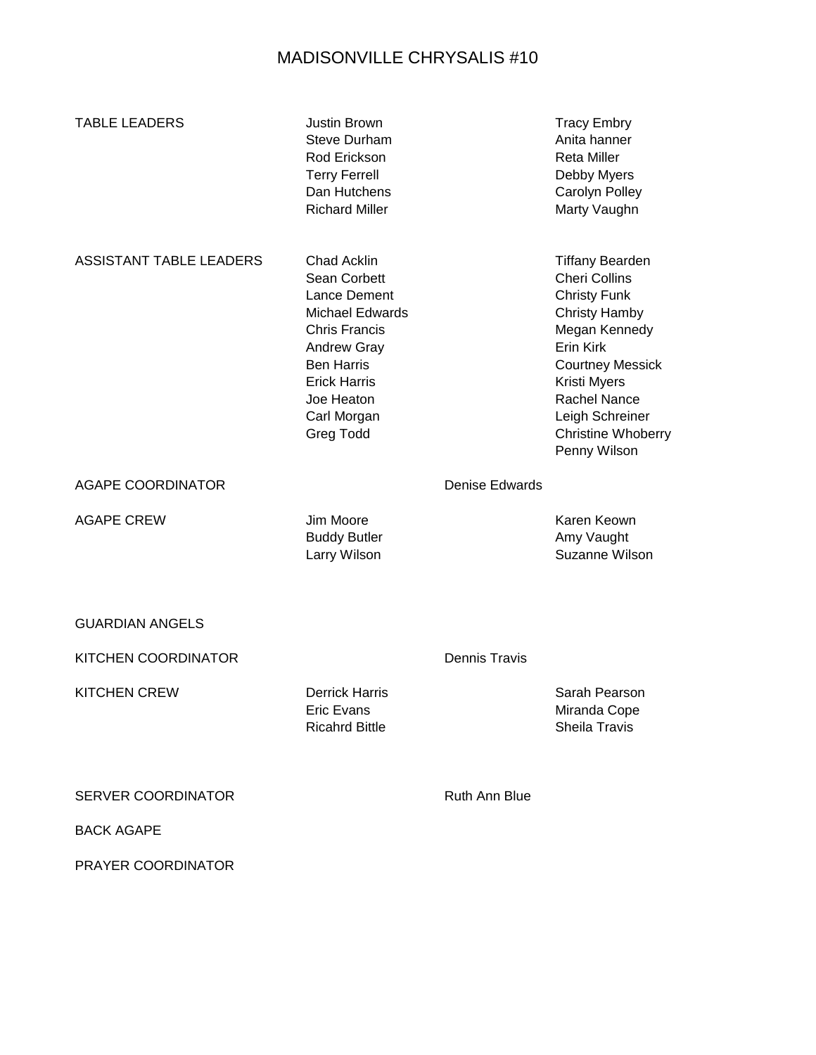# MADISONVILLE CHRYSALIS #10

| | | | |
|---|---|---|---|
| TABLE LEADERS | Justin Brown | | Tracy Embry |
| | Steve Durham | | Anita hanner |
| | Rod Erickson | | Reta Miller |
| | Terry Ferrell | | Debby Myers |
| | Dan Hutchens | | Carolyn Polley |
| | Richard Miller | | Marty Vaughn |
| ASSISTANT TABLE LEADERS | Chad Acklin | | Tiffany Bearden |
| | Sean Corbett | | Cheri Collins |
| | Lance Dement | | Christy Funk |
| | Michael Edwards | | Christy Hamby |
| | Chris Francis | | Megan Kennedy |
| | Andrew Gray | | Erin Kirk |
| | Ben Harris | | Courtney Messick |
| | Erick Harris | | Kristi Myers |
| | Joe Heaton | | Rachel Nance |
| | Carl Morgan | | Leigh Schreiner |
| | Greg Todd | | Christine Whoberry |
| | | | Penny Wilson |
| AGAPE COORDINATOR | | Denise Edwards | |
| AGAPE CREW | Jim Moore | | Karen Keown |
| | Buddy Butler | | Amy Vaught |
| | Larry Wilson | | Suzanne Wilson |
| GUARDIAN ANGELS | | | |
| KITCHEN COORDINATOR | | Dennis Travis | |
| KITCHEN CREW | Derrick Harris | | Sarah Pearson |
| | Eric Evans | | Miranda Cope |
| | Ricahrd Bittle | | Sheila Travis |
| SERVER COORDINATOR | | Ruth Ann Blue | |
| BACK AGAPE | | | |
| PRAYER COORDINATOR | | | |